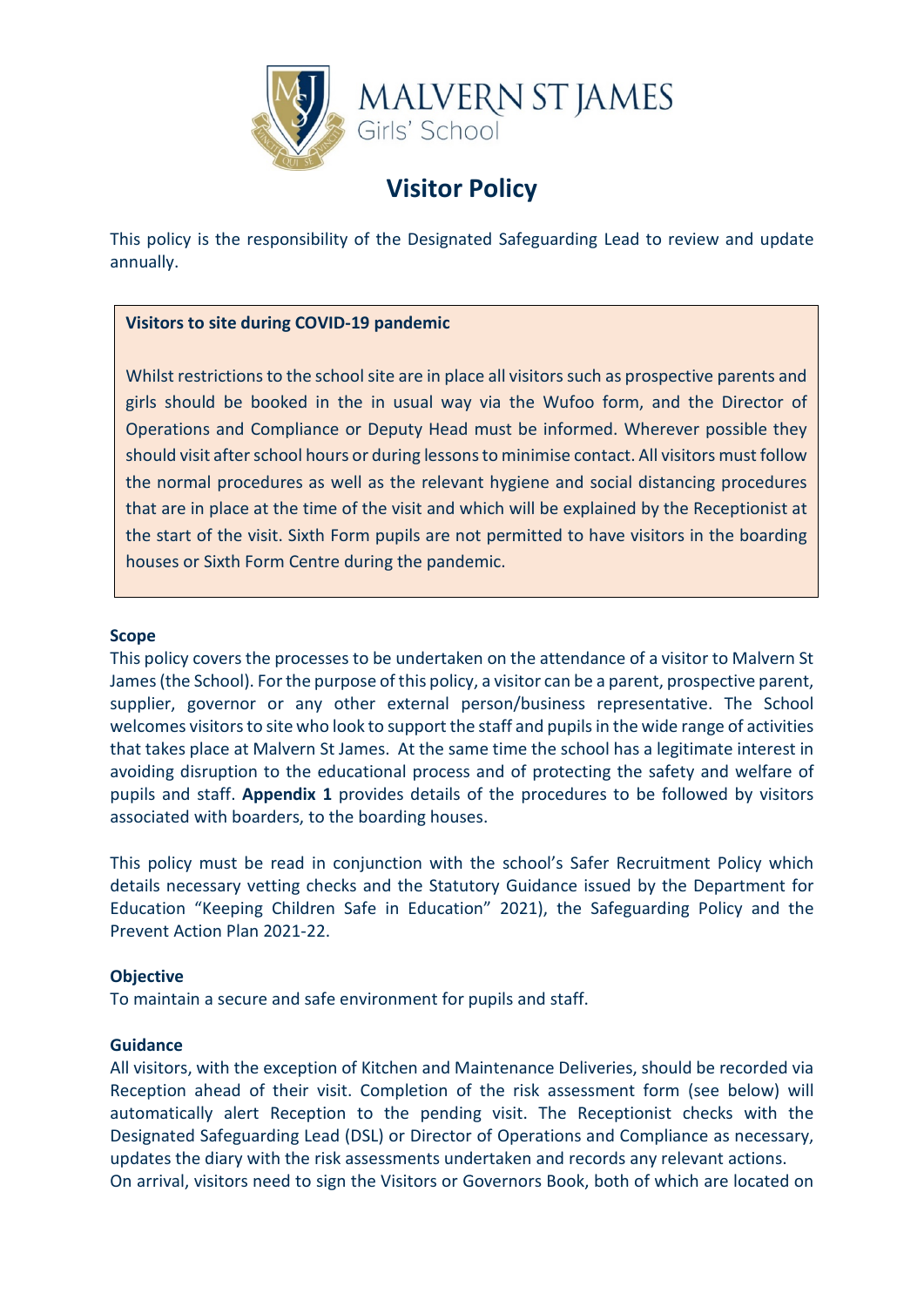MALVERN ST JAMES
Girls' School

# Visitor Policy

This policy is the responsibility of the Designated Safeguarding Lead to review and update annually.

> **Visitors to site during COVID-19 pandemic**
>
> Whilst restrictions to the school site are in place all visitors such as prospective parents and girls should be booked in the in usual way via the Wufoo form, and the Director of Operations and Compliance or Deputy Head must be informed. Wherever possible they should visit after school hours or during lessons to minimise contact. All visitors must follow the normal procedures as well as the relevant hygiene and social distancing procedures that are in place at the time of the visit and which will be explained by the Receptionist at the start of the visit. Sixth Form pupils are not permitted to have visitors in the boarding houses or Sixth Form Centre during the pandemic.

### Scope

This policy covers the processes to be undertaken on the attendance of a visitor to Malvern St James (the School). For the purpose of this policy, a visitor can be a parent, prospective parent, supplier, governor or any other external person/business representative. The School welcomes visitors to site who look to support the staff and pupils in the wide range of activities that takes place at Malvern St James. At the same time the school has a legitimate interest in avoiding disruption to the educational process and of protecting the safety and welfare of pupils and staff. **Appendix 1** provides details of the procedures to be followed by visitors associated with boarders, to the boarding houses.

This policy must be read in conjunction with the school's Safer Recruitment Policy which details necessary vetting checks and the Statutory Guidance issued by the Department for Education "Keeping Children Safe in Education" 2021), the Safeguarding Policy and the Prevent Action Plan 2021-22.

### Objective

To maintain a secure and safe environment for pupils and staff.

### Guidance

All visitors, with the exception of Kitchen and Maintenance Deliveries, should be recorded via Reception ahead of their visit. Completion of the risk assessment form (see below) will automatically alert Reception to the pending visit. The Receptionist checks with the Designated Safeguarding Lead (DSL) or Director of Operations and Compliance as necessary, updates the diary with the risk assessments undertaken and records any relevant actions.
On arrival, visitors need to sign the Visitors or Governors Book, both of which are located on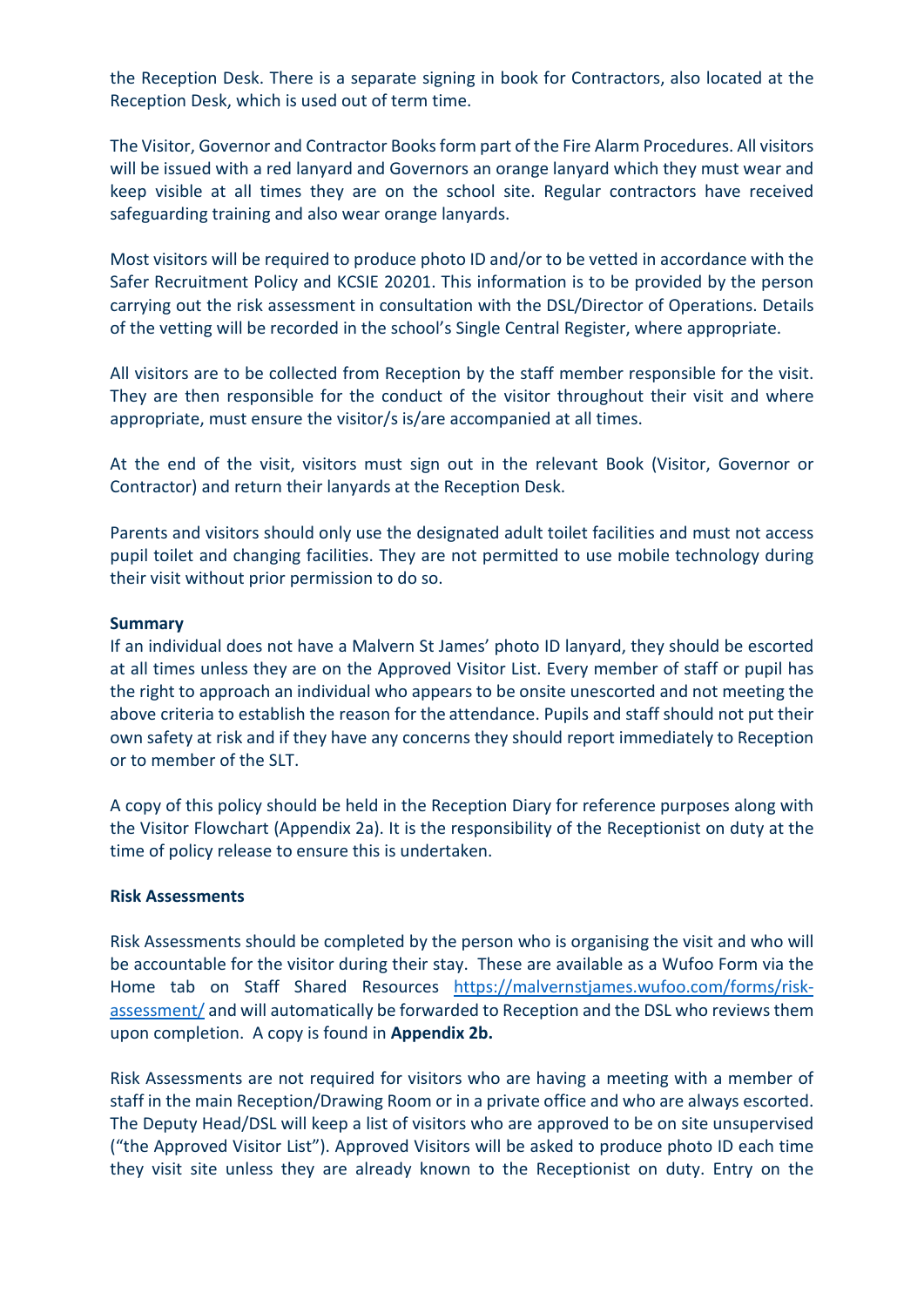the Reception Desk. There is a separate signing in book for Contractors, also located at the Reception Desk, which is used out of term time.

The Visitor, Governor and Contractor Books form part of the Fire Alarm Procedures. All visitors will be issued with a red lanyard and Governors an orange lanyard which they must wear and keep visible at all times they are on the school site. Regular contractors have received safeguarding training and also wear orange lanyards.

Most visitors will be required to produce photo ID and/or to be vetted in accordance with the Safer Recruitment Policy and KCSIE 20201. This information is to be provided by the person carrying out the risk assessment in consultation with the DSL/Director of Operations. Details of the vetting will be recorded in the school's Single Central Register, where appropriate.

All visitors are to be collected from Reception by the staff member responsible for the visit. They are then responsible for the conduct of the visitor throughout their visit and where appropriate, must ensure the visitor/s is/are accompanied at all times.

At the end of the visit, visitors must sign out in the relevant Book (Visitor, Governor or Contractor) and return their lanyards at the Reception Desk.

Parents and visitors should only use the designated adult toilet facilities and must not access pupil toilet and changing facilities. They are not permitted to use mobile technology during their visit without prior permission to do so.

**Summary**

If an individual does not have a Malvern St James' photo ID lanyard, they should be escorted at all times unless they are on the Approved Visitor List. Every member of staff or pupil has the right to approach an individual who appears to be onsite unescorted and not meeting the above criteria to establish the reason for the attendance. Pupils and staff should not put their own safety at risk and if they have any concerns they should report immediately to Reception or to member of the SLT.

A copy of this policy should be held in the Reception Diary for reference purposes along with the Visitor Flowchart (Appendix 2a). It is the responsibility of the Receptionist on duty at the time of policy release to ensure this is undertaken.

**Risk Assessments**

Risk Assessments should be completed by the person who is organising the visit and who will be accountable for the visitor during their stay. These are available as a Wufoo Form via the Home tab on Staff Shared Resources [https://malvernstjames.wufoo.com/forms/risk-assessment/](https://malvernstjames.wufoo.com/forms/risk-assessment/) and will automatically be forwarded to Reception and the DSL who reviews them upon completion. A copy is found in **Appendix 2b.**

Risk Assessments are not required for visitors who are having a meeting with a member of staff in the main Reception/Drawing Room or in a private office and who are always escorted. The Deputy Head/DSL will keep a list of visitors who are approved to be on site unsupervised ("the Approved Visitor List"). Approved Visitors will be asked to produce photo ID each time they visit site unless they are already known to the Receptionist on duty. Entry on the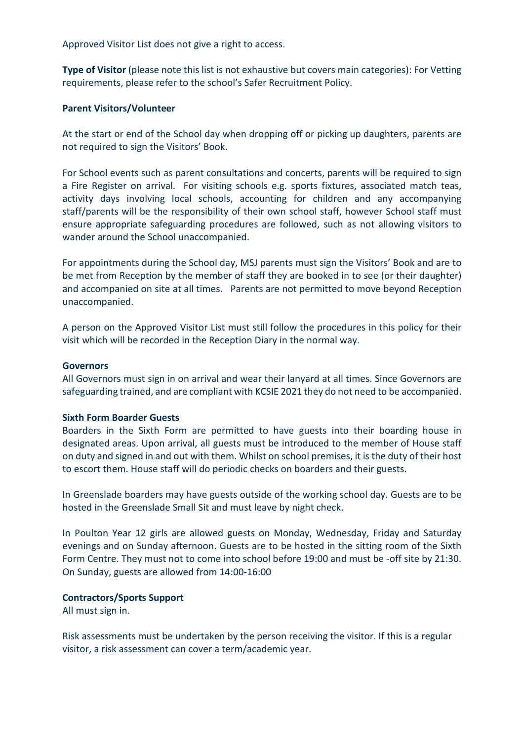Approved Visitor List does not give a right to access.

**Type of Visitor** (please note this list is not exhaustive but covers main categories): For Vetting requirements, please refer to the school's Safer Recruitment Policy.

**Parent Visitors/Volunteer**

At the start or end of the School day when dropping off or picking up daughters, parents are not required to sign the Visitors' Book.

For School events such as parent consultations and concerts, parents will be required to sign a Fire Register on arrival. For visiting schools e.g. sports fixtures, associated match teas, activity days involving local schools, accounting for children and any accompanying staff/parents will be the responsibility of their own school staff, however School staff must ensure appropriate safeguarding procedures are followed, such as not allowing visitors to wander around the School unaccompanied.

For appointments during the School day, MSJ parents must sign the Visitors' Book and are to be met from Reception by the member of staff they are booked in to see (or their daughter) and accompanied on site at all times. Parents are not permitted to move beyond Reception unaccompanied.

A person on the Approved Visitor List must still follow the procedures in this policy for their visit which will be recorded in the Reception Diary in the normal way.

**Governors**

All Governors must sign in on arrival and wear their lanyard at all times. Since Governors are safeguarding trained, and are compliant with KCSIE 2021 they do not need to be accompanied.

**Sixth Form Boarder Guests**

Boarders in the Sixth Form are permitted to have guests into their boarding house in designated areas. Upon arrival, all guests must be introduced to the member of House staff on duty and signed in and out with them. Whilst on school premises, it is the duty of their host to escort them. House staff will do periodic checks on boarders and their guests.

In Greenslade boarders may have guests outside of the working school day. Guests are to be hosted in the Greenslade Small Sit and must leave by night check.

In Poulton Year 12 girls are allowed guests on Monday, Wednesday, Friday and Saturday evenings and on Sunday afternoon. Guests are to be hosted in the sitting room of the Sixth Form Centre. They must not to come into school before 19:00 and must be -off site by 21:30. On Sunday, guests are allowed from 14:00-16:00

**Contractors/Sports Support**

All must sign in.

Risk assessments must be undertaken by the person receiving the visitor. If this is a regular visitor, a risk assessment can cover a term/academic year.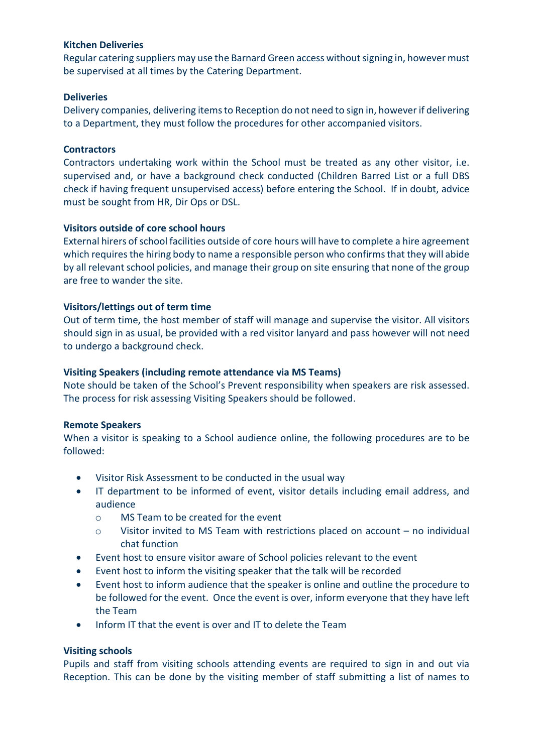**Kitchen Deliveries**
Regular catering suppliers may use the Barnard Green access without signing in, however must be supervised at all times by the Catering Department.

**Deliveries**
Delivery companies, delivering items to Reception do not need to sign in, however if delivering to a Department, they must follow the procedures for other accompanied visitors.

**Contractors**
Contractors undertaking work within the School must be treated as any other visitor, i.e. supervised and, or have a background check conducted (Children Barred List or a full DBS check if having frequent unsupervised access) before entering the School. If in doubt, advice must be sought from HR, Dir Ops or DSL.

**Visitors outside of core school hours**
External hirers of school facilities outside of core hours will have to complete a hire agreement which requires the hiring body to name a responsible person who confirms that they will abide by all relevant school policies, and manage their group on site ensuring that none of the group are free to wander the site.

**Visitors/lettings out of term time**
Out of term time, the host member of staff will manage and supervise the visitor. All visitors should sign in as usual, be provided with a red visitor lanyard and pass however will not need to undergo a background check.

**Visiting Speakers (including remote attendance via MS Teams)**
Note should be taken of the School's Prevent responsibility when speakers are risk assessed. The process for risk assessing Visiting Speakers should be followed.

**Remote Speakers**
When a visitor is speaking to a School audience online, the following procedures are to be followed:

- Visitor Risk Assessment to be conducted in the usual way
- IT department to be informed of event, visitor details including email address, and audience
  - MS Team to be created for the event
  - Visitor invited to MS Team with restrictions placed on account – no individual chat function
- Event host to ensure visitor aware of School policies relevant to the event
- Event host to inform the visiting speaker that the talk will be recorded
- Event host to inform audience that the speaker is online and outline the procedure to be followed for the event. Once the event is over, inform everyone that they have left the Team
- Inform IT that the event is over and IT to delete the Team

**Visiting schools**
Pupils and staff from visiting schools attending events are required to sign in and out via Reception. This can be done by the visiting member of staff submitting a list of names to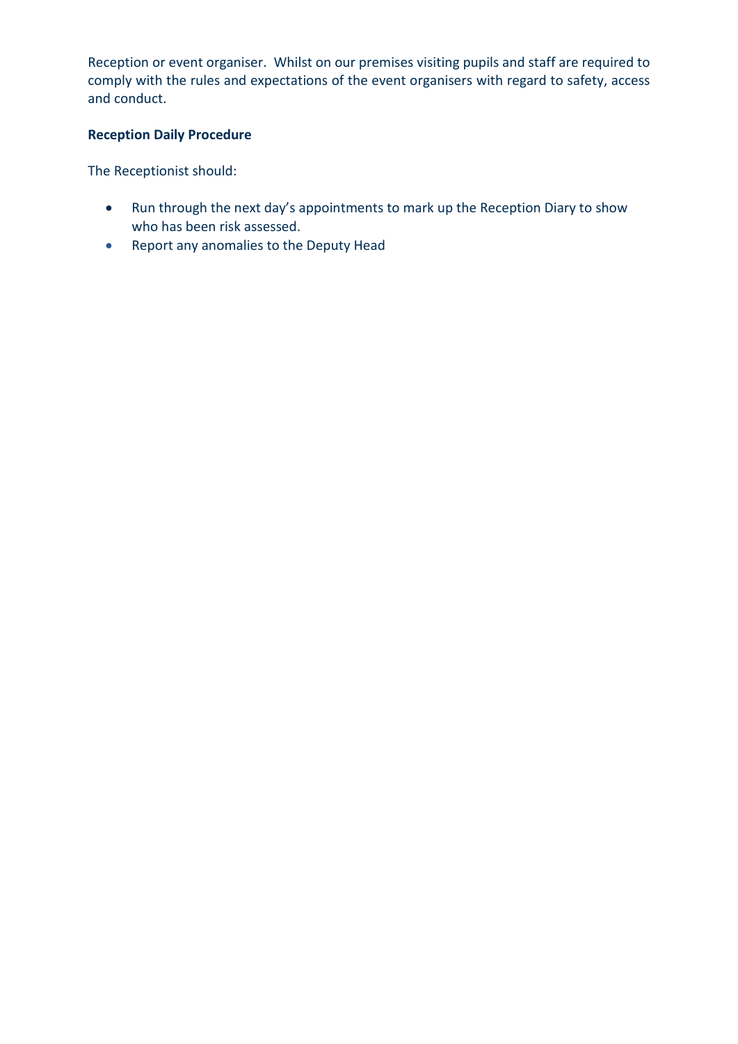Reception or event organiser. Whilst on our premises visiting pupils and staff are required to comply with the rules and expectations of the event organisers with regard to safety, access and conduct.

**Reception Daily Procedure**

The Receptionist should:

- Run through the next day's appointments to mark up the Reception Diary to show who has been risk assessed.
- Report any anomalies to the Deputy Head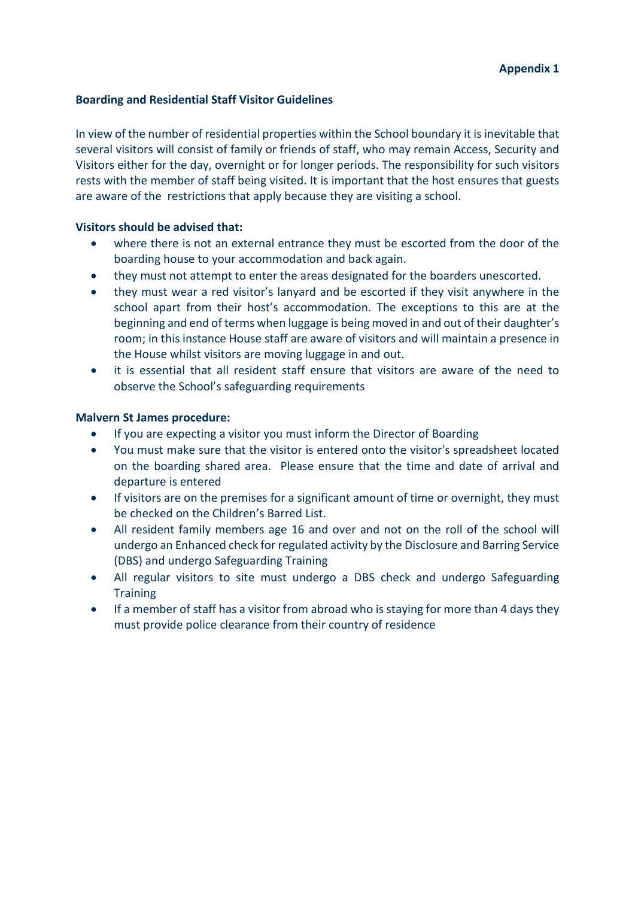**Appendix 1**

**Boarding and Residential Staff Visitor Guidelines**

In view of the number of residential properties within the School boundary it is inevitable that several visitors will consist of family or friends of staff, who may remain Access, Security and Visitors either for the day, overnight or for longer periods. The responsibility for such visitors rests with the member of staff being visited. It is important that the host ensures that guests are aware of the restrictions that apply because they are visiting a school.

**Visitors should be advised that:**

- where there is not an external entrance they must be escorted from the door of the boarding house to your accommodation and back again.
- they must not attempt to enter the areas designated for the boarders unescorted.
- they must wear a red visitor's lanyard and be escorted if they visit anywhere in the school apart from their host's accommodation. The exceptions to this are at the beginning and end of terms when luggage is being moved in and out of their daughter's room; in this instance House staff are aware of visitors and will maintain a presence in the House whilst visitors are moving luggage in and out.
- it is essential that all resident staff ensure that visitors are aware of the need to observe the School's safeguarding requirements

**Malvern St James procedure:**

- If you are expecting a visitor you must inform the Director of Boarding
- You must make sure that the visitor is entered onto the visitor's spreadsheet located on the boarding shared area. Please ensure that the time and date of arrival and departure is entered
- If visitors are on the premises for a significant amount of time or overnight, they must be checked on the Children's Barred List.
- All resident family members age 16 and over and not on the roll of the school will undergo an Enhanced check for regulated activity by the Disclosure and Barring Service (DBS) and undergo Safeguarding Training
- All regular visitors to site must undergo a DBS check and undergo Safeguarding Training
- If a member of staff has a visitor from abroad who is staying for more than 4 days they must provide police clearance from their country of residence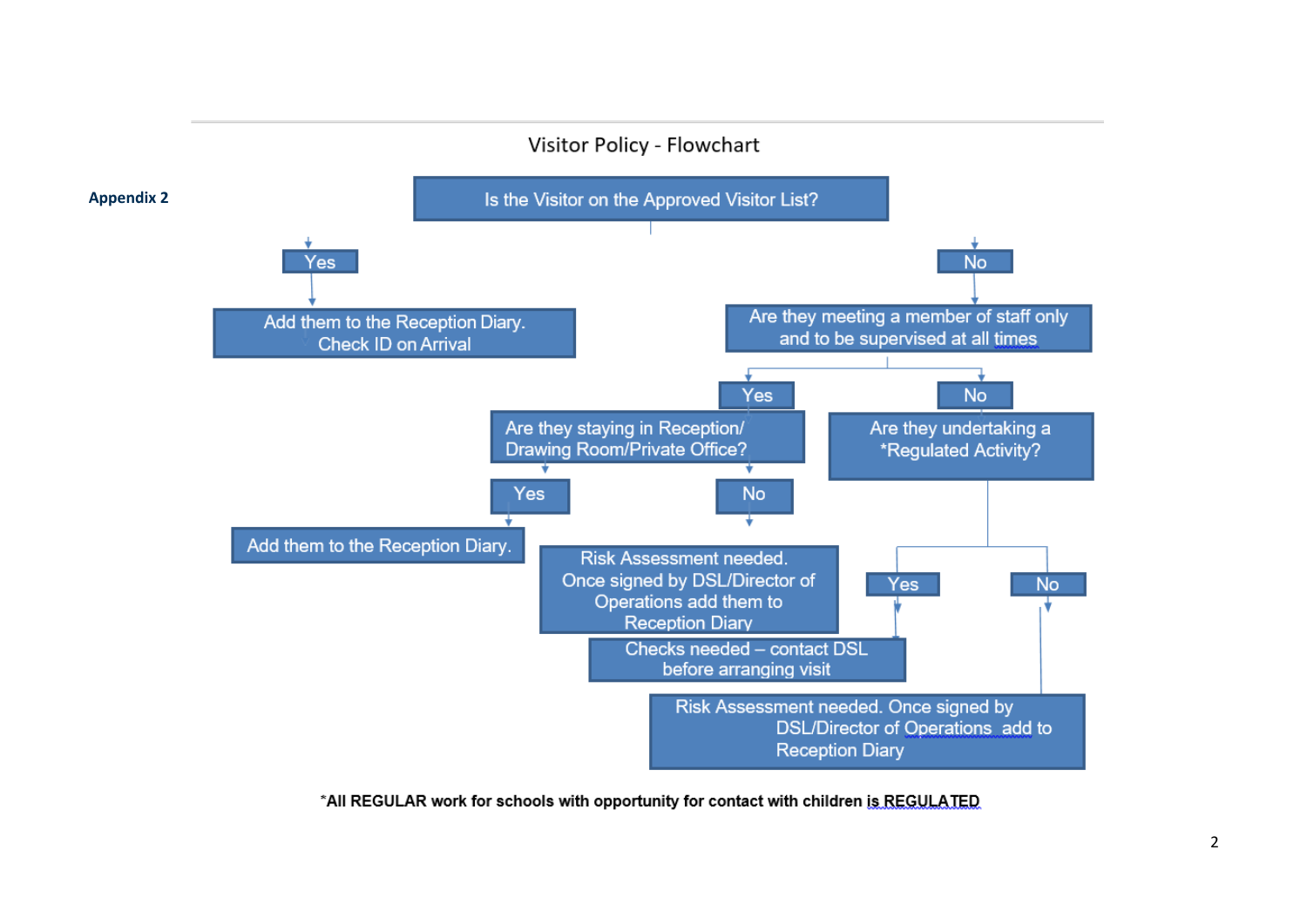**Appendix 2**

## Visitor Policy - Flowchart

**Is the Visitor on the Approved Visitor List?**

- **Yes** → Add them to the Reception Diary. Check ID on Arrival
- **No** → Are they meeting a member of staff only and to be supervised at all times
  - **Yes** → Are they staying in Reception/ Drawing Room/Private Office?
    - **Yes** → Add them to the Reception Diary.
    - **No** → Risk Assessment needed. Once signed by DSL/Director of Operations add them to Reception Diary
  - **No** → Are they undertaking a *Regulated Activity?
    - **Yes** → Checks needed – contact DSL before arranging visit
    - **No** → Risk Assessment needed. Once signed by DSL/Director of Operations add to Reception Diary

***All REGULAR work for schools with opportunity for contact with children is REGULATED**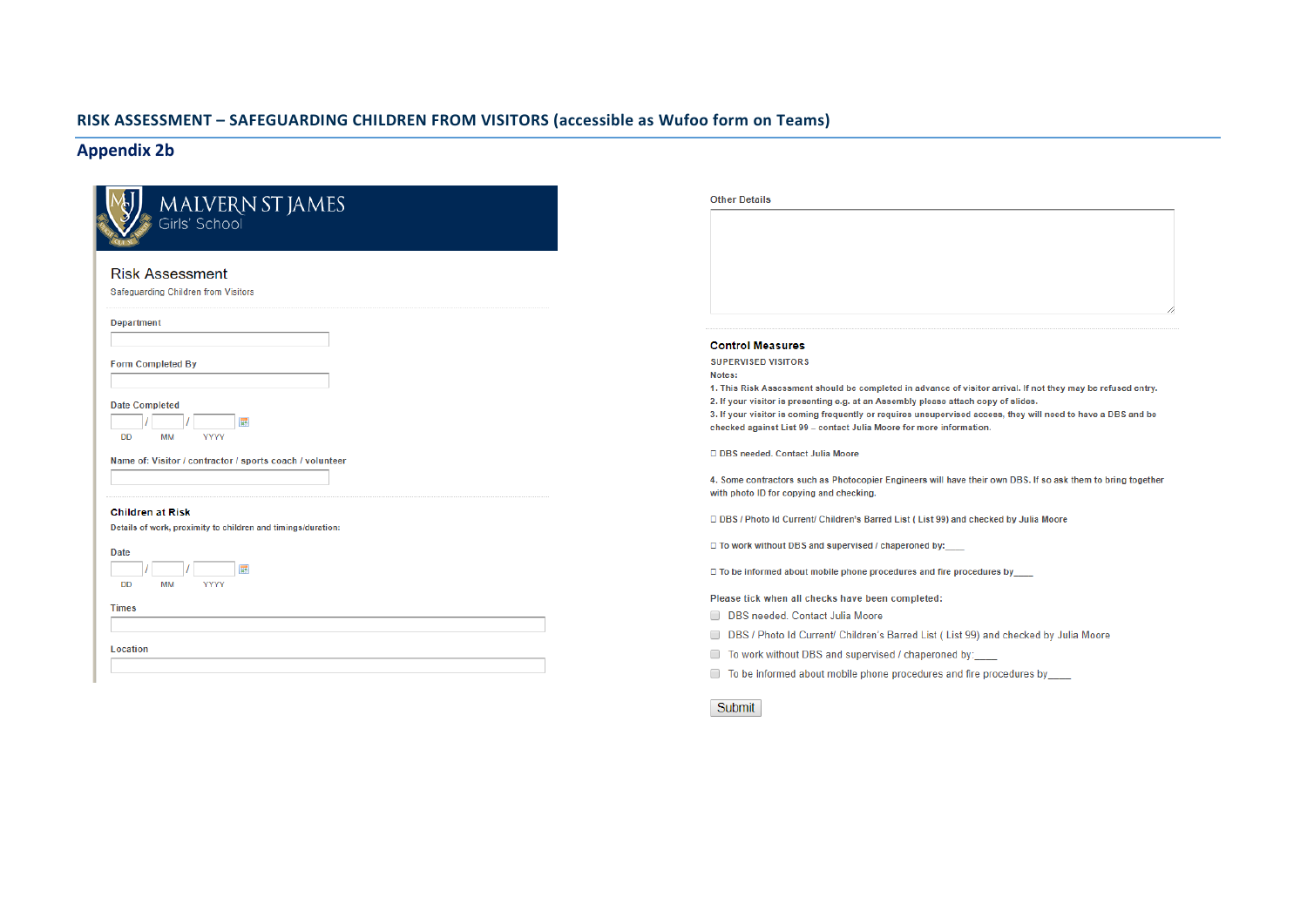## RISK ASSESSMENT – SAFEGUARDING CHILDREN FROM VISITORS (accessible as Wufoo form on Teams)

## Appendix 2b

MALVERN ST JAMES
Girls' School

### Risk Assessment

Safeguarding Children from Visitors

Department

Form Completed By

Date Completed

DD / MM / YYYY

Name of: Visitor / contractor / sports coach / volunteer

**Children at Risk**

Details of work, proximity to children and timings/duration:

Date

DD / MM / YYYY

Times

Location

Other Details

**Control Measures**

SUPERVISED VISITORS

**Notes:**

1. This Risk Assessment should be completed in advance of visitor arrival. If not they may be refused entry.
2. If your visitor is presenting e.g. at an Assembly please attach copy of slides.
3. If your visitor is coming frequently or requires unsupervised access, they will need to have a DBS and be checked against List 99 – contact Julia Moore for more information.

☐ DBS needed. Contact Julia Moore

4. Some contractors such as Photocopier Engineers will have their own DBS. If so ask them to bring together with photo ID for copying and checking.

☐ DBS / Photo Id Current/ Children's Barred List ( List 99) and checked by Julia Moore

☐ To work without DBS and supervised / chaperoned by:____

☐ To be informed about mobile phone procedures and fire procedures by____

Please tick when all checks have been completed:

- ☐ DBS needed. Contact Julia Moore
- ☐ DBS / Photo Id Current/ Children's Barred List ( List 99) and checked by Julia Moore
- ☐ To work without DBS and supervised / chaperoned by:____
- ☐ To be informed about mobile phone procedures and fire procedures by____

Submit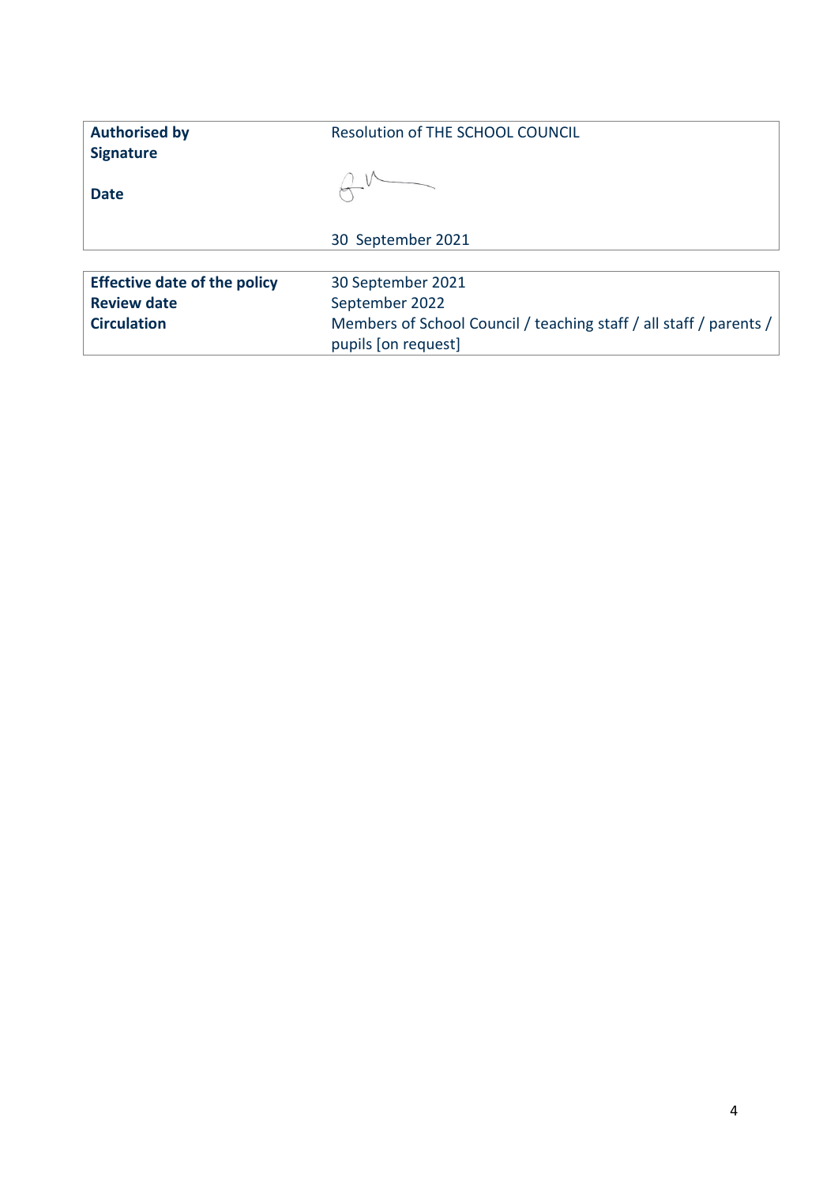| | |
|---|---|
| **Authorised by** | Resolution of THE SCHOOL COUNCIL |
| **Signature** | |
| **Date** | 30 September 2021 |

| | |
|---|---|
| **Effective date of the policy** | 30 September 2021 |
| **Review date** | September 2022 |
| **Circulation** | Members of School Council / teaching staff / all staff / parents / pupils [on request] |